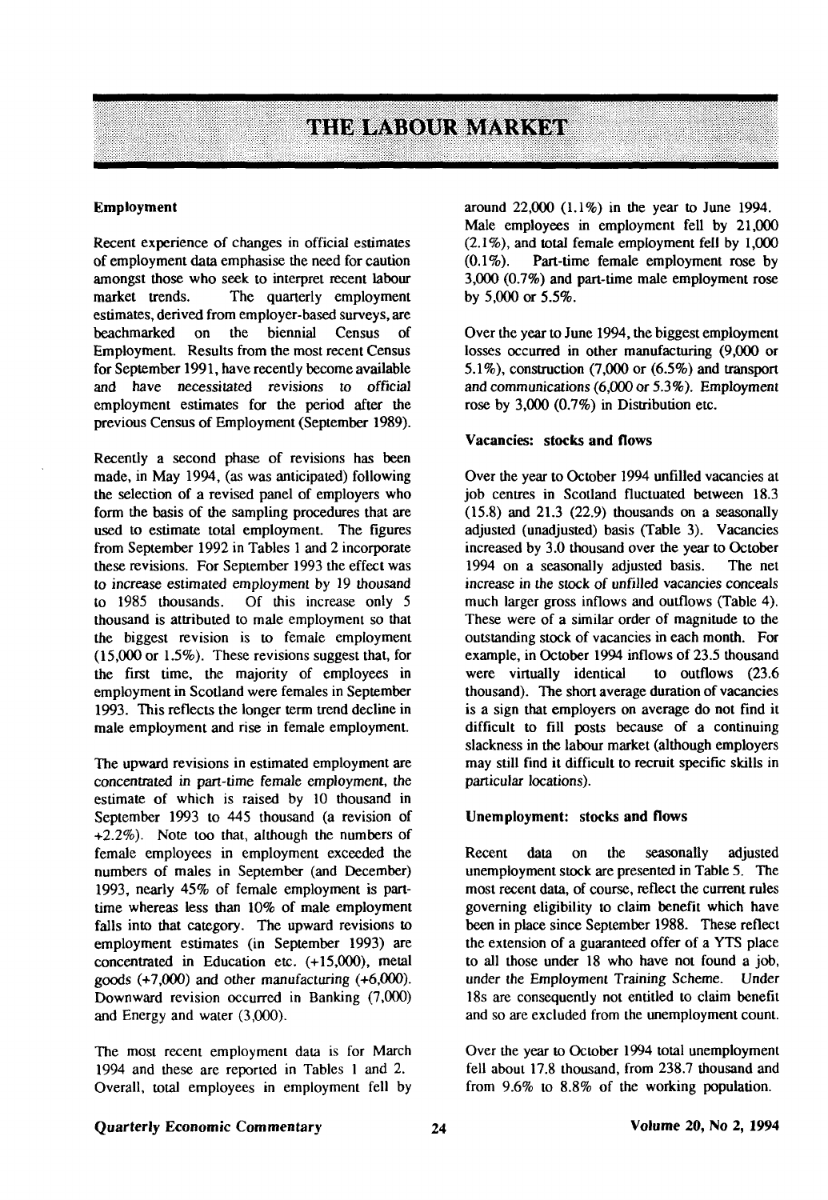# THE LABOUR MARKET

## Employment

Recent experience of changes in official estimates of employment data emphasise the need for caution amongst those who seek to interpret recent labour market trends. The quarterly employment estimates, derived from employer-based surveys, are beachmarked on the biennial Census of Employment. Results from the most recent Census for September 1991, have recently become available and have necessitated revisions to official employment estimates for the period after the previous Census of Employment (September 1989).

Recently a second phase of revisions has been made, in May 1994, (as was anticipated) following the selection of a revised panel of employers who form the basis of the sampling procedures that are used to estimate total employment. The figures from September 1992 in Tables 1 and 2 incorporate these revisions. For September 1993 the effect was to increase estimated employment by 19 thousand to 1985 thousands. Of this increase only 5 thousand is attributed to male employment so that the biggest revision is to female employment (15,000 or 1.5%). These revisions suggest that, for the first time, the majority of employees in employment in Scotland were females in September 1993. This reflects the longer term trend decline in male employment and rise in female employment.

The upward revisions in estimated employment are concentrated in part-time female employment, the estimate of which is raised by 10 thousand in September 1993 to 445 thousand (a revision of +2.2%). Note too that, although the numbers of female employees in employment exceeded the numbers of males in September (and December) 1993, nearly 45% of female employment is part-time whereas less than 10% of male employment falls into that category. The upward revisions to employment estimates (in September 1993) are concentrated in Education etc. (+15,000), metal goods (+7,000) and other manufacturing (+6,000). Downward revision occurred in Banking (7,000) and Energy and water (3,000).

The most recent employment data is for March 1994 and these are reported in Tables 1 and 2. Overall, total employees in employment fell by around 22,000 (1.1%) in the year to June 1994. Male employees in employment fell by 21,000 (2.1%), and total female employment fell by 1,000 (0.1%). Part-time female employment rose by 3,000 (0.7%) and part-time male employment rose by 5,000 or 5.5%.

Over the year to June 1994, the biggest employment losses occurred in other manufacturing (9,000 or 5.1%), construction (7,000 or (6.5%) and transport and communications (6,000 or 5.3%). Employment rose by 3,000 (0.7%) in Distribution etc.

## Vacancies: stocks and flows

Over the year to October 1994 unfilled vacancies at job centres in Scotland fluctuated between 18.3 (15.8) and 21.3 (22.9) thousands on a seasonally adjusted (unadjusted) basis (Table 3). Vacancies increased by 3.0 thousand over the year to October 1994 on a seasonally adjusted basis. The net increase in the stock of unfilled vacancies conceals much larger gross inflows and outflows (Table 4). These were of a similar order of magnitude to the outstanding stock of vacancies in each month. For example, in October 1994 inflows of 23.5 thousand were virtually identical to outflows (23.6 thousand). The short average duration of vacancies is a sign that employers on average do not find it difficult to fill posts because of a continuing slackness in the labour market (although employers may still find it difficult to recruit specific skills in particular locations).

## Unemployment: stocks and flows

Recent data on the seasonally adjusted unemployment stock are presented in Table 5. The most recent data, of course, reflect the current rules governing eligibility to claim benefit which have been in place since September 1988. These reflect the extension of a guaranteed offer of a YTS place to all those under 18 who have not found a job, under the Employment Training Scheme. Under 18s are consequently not entitled to claim benefit and so are excluded from the unemployment count.

Over the year to October 1994 total unemployment fell about 17.8 thousand, from 238.7 thousand and from 9.6% to 8.8% of the working population.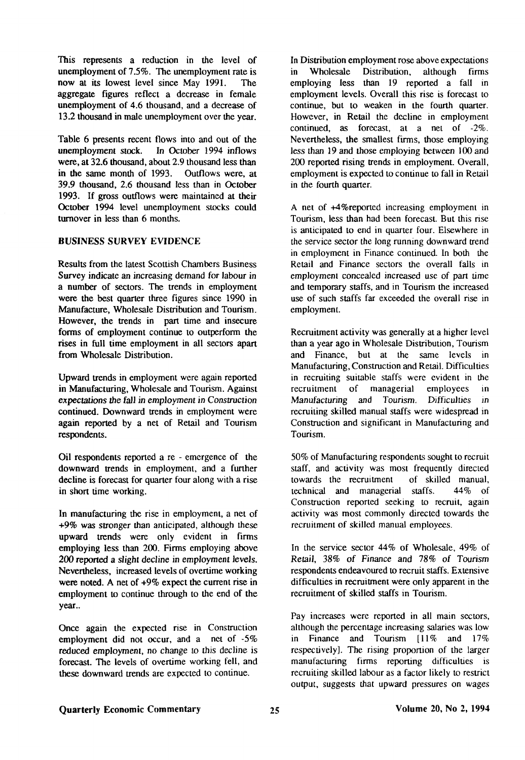This represents a reduction in the level of unemployment of 7.5%. The unemployment rate is now at its lowest level since May 1991. The aggregate figures reflect a decrease in female unemployment of 4.6 thousand, and a decrease of 13.2 thousand in male unemployment over the year.

Table 6 presents recent flows into and out of the unemployment stock. In October 1994 inflows were, at 32.6 thousand, about 2.9 thousand less than in the same month of 1993. Outflows were, at 39.9 thousand, 2.6 thousand less than in October 1993. If gross outflows were maintained at their October 1994 level unemployment stocks could turnover in less than 6 months.

## BUSINESS SURVEY EVIDENCE

Results from the latest Scottish Chambers Business Survey indicate an increasing demand for labour in a number of sectors. The trends in employment were the best quarter three figures since 1990 in Manufacture, Wholesale Distribution and Tourism. However, the trends in part time and insecure forms of employment continue to outperform the rises in full time employment in all sectors apart from Wholesale Distribution.

Upward trends in employment were again reported in Manufacturing, Wholesale and Tourism. Against expectations the fall in employment in Construction continued. Downward trends in employment were again reported by a net of Retail and Tourism respondents.

Oil respondents reported a re - emergence of the downward trends in employment, and a further decline is forecast for quarter four along with a rise in short time working.

In manufacturing the rise in employment, a net of +9% was stronger than anticipated, although these upward trends were only evident in firms employing less than 200. Firms employing above 200 reported a slight decline in employment levels. Nevertheless, increased levels of overtime working were noted. A net of +9% expect the current rise in employment to continue through to the end of the year..

Once again the expected rise in Construction employment did not occur, and a net of -5% reduced employment, no change to this decline is forecast. The levels of overtime working fell, and these downward trends are expected to continue.

In Distribution employment rose above expectations in Wholesale Distribution, although firms employing less than 19 reported a fall in employment levels. Overall this rise is forecast to continue, but to weaken in the fourth quarter. However, in Retail the decline in employment continued, as forecast, at a net of -2%. Nevertheless, the smallest firms, those employing less than 19 and those employing between 100 and 200 reported rising trends in employment. Overall, employment is expected to continue to fall in Retail in the fourth quarter.

A net of +4%reported increasing employment in Tourism, less than had been forecast. But this rise is anticipated to end in quarter four. Elsewhere in the service sector the long running downward trend in employment in Finance continued. In both the Retail and Finance sectors the overall falls in employment concealed increased use of part time and temporary staffs, and in Tourism the increased use of such staffs far exceeded the overall rise in employment.

Recruitment activity was generally at a higher level than a year ago in Wholesale Distribution, Tourism and Finance, but at the same levels in Manufacturing, Construction and Retail. Difficulties in recruiting suitable staffs were evident in the recruitment of managerial employees in Manufacturing and Tourism. Difficulties in recruiting skilled manual staffs were widespread in Construction and significant in Manufacturing and Tourism.

50% of Manufacturing respondents sought to recruit staff, and activity was most frequently directed towards the recruitment of skilled manual, technical and managerial staffs. 44% of Construction reported seeking to recruit, again activity was most commonly directed towards the recruitment of skilled manual employees.

In the service sector 44% of Wholesale, 49% of Retail, 38% of Finance and 78% of Tourism respondents endeavoured to recruit staffs. Extensive difficulties in recruitment were only apparent in the recruitment of skilled staffs in Tourism.

Pay increases were reported in all main sectors, although the percentage increasing salaries was low in Finance and Tourism [11% and 17% respectively]. The rising proportion of the larger manufacturing firms reporting difficulties is recruiting skilled labour as a factor likely to restrict output, suggests that upward pressures on wages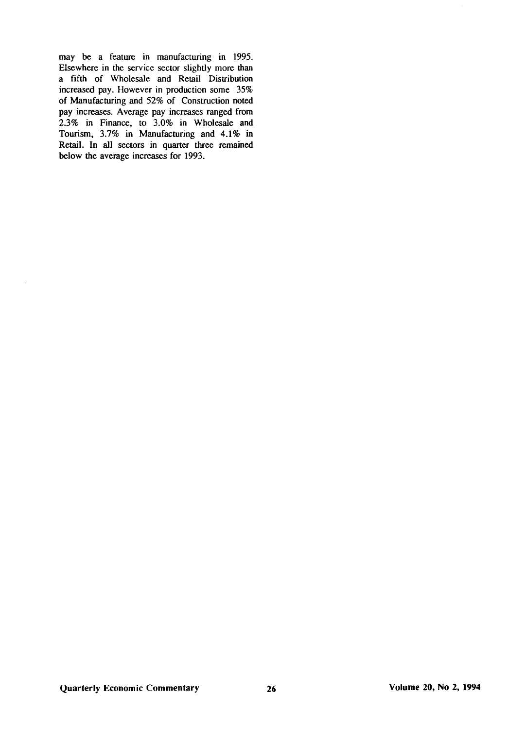may be a feature in manufacturing in 1995. Elsewhere in the service sector slightly more than a fifth of Wholesale and Retail Distribution increased pay. However in production some 35% of Manufacturing and 52% of Construction noted pay increases. Average pay increases ranged from 2.3% in Finance, to 3.0% in Wholesale and Tourism, 3.7% in Manufacturing and 4.1% in Retail. In all sectors in quarter three remained below the average increases for 1993.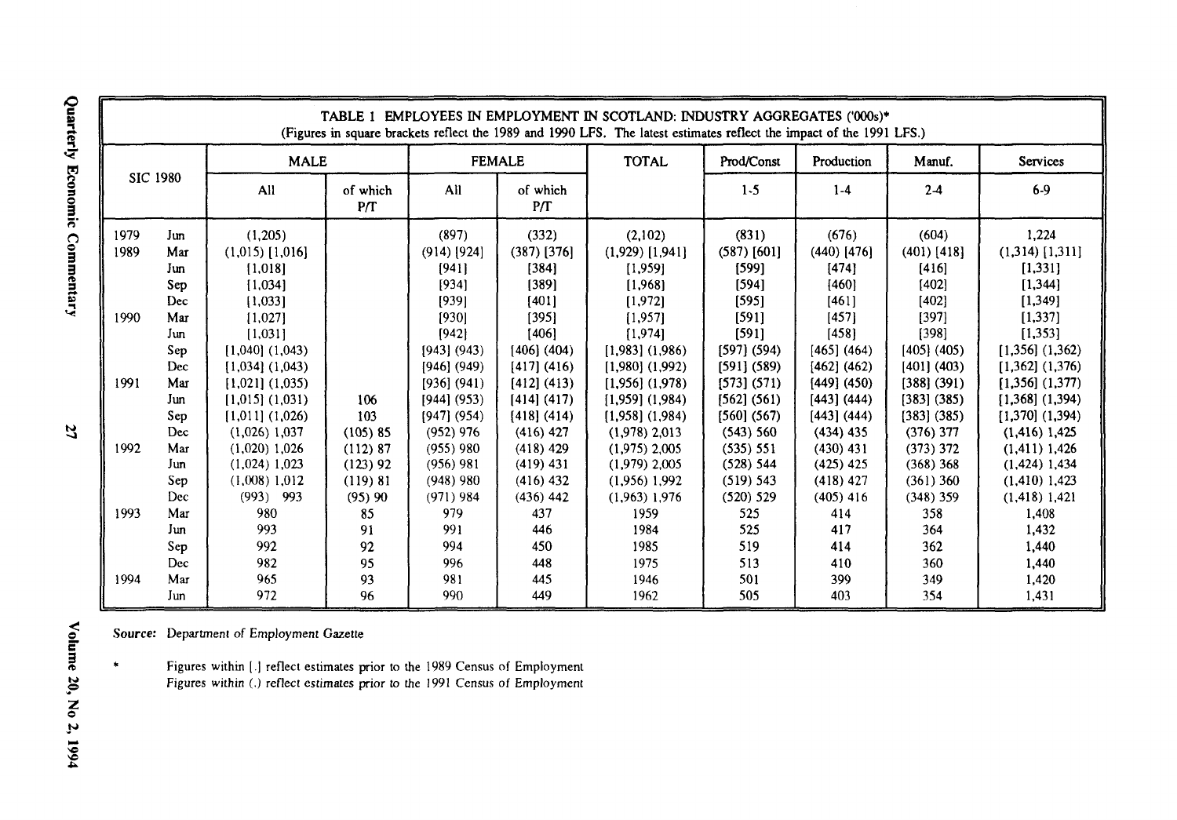| TABLE 1 EMPLOYEES IN EMPLOYMENT IN SCOTLAND: INDUSTRY AGGREGATES ('000s)* (Figures in square brackets reflect the 1989 and 1990 LFS. The latest estimates reflect the impact of the 1991 LFS.) | | | | | | | | | | |
|---|---|---|---|---|---|---|---|---|---|---|
| SIC 1980 | | MALE | | FEMALE | | TOTAL | Prod/Const | Production | Manuf. | Services |
| | | All | of which P/T | All | of which P/T | | 1-5 | 1-4 | 2-4 | 6-9 |
| 1979 | Jun | (1,205) | | (897) | (332) | (2,102) | (831) | (676) | (604) | 1,224 |
| 1989 | Mar | (1,015) [1,016] | | (914) [924] | (387) [376] | (1,929) [1,941] | (587) [601] | (440) [476] | (401) [418] | (1,314) [1,311] |
| | Jun | [1,018] | | [941] | [384] | [1,959] | [599] | [474] | [416] | [1,331] |
| | Sep | [1,034] | | [934] | [389] | [1,968] | [594] | [460] | [402] | [1,344] |
| | Dec | [1,033] | | [939] | [401] | [1,972] | [595] | [461] | [402] | [1,349] |
| 1990 | Mar | [1,027] | | [930] | [395] | [1,957] | [591] | [457] | [397] | [1,337] |
| | Jun | [1,031] | | [942] | [406] | [1,974] | [591] | [458] | [398] | [1,353] |
| | Sep | [1,040] (1,043) | | [943] (943) | [406] (404) | [1,983] (1,986) | [597] (594) | [465] (464) | [405] (405) | [1,356] (1,362) |
| | Dec | [1,034] (1,043) | | [946] (949) | [417] (416) | [1,980] (1,992) | [591] (589) | [462] (462) | [401] (403) | [1,362] (1,376) |
| 1991 | Mar | [1,021] (1,035) | | [936] (941) | [412] (413) | [1,956] (1,978) | [573] (571) | [449] (450) | [388] (391) | [1,356] (1,377) |
| | Jun | [1,015] (1,031) | 106 | [944] (953) | [414] (417) | [1,959] (1,984) | [562] (561) | [443] (444) | [383] (385) | [1,368] (1,394) |
| | Sep | [1,011] (1,026) | 103 | [947] (954) | [418] (414) | [1,958] (1,984) | [560] (567) | [443] (444) | [383] (385) | [1,370] (1,394) |
| | Dec | (1,026) 1,037 | (105) 85 | (952) 976 | (416) 427 | (1,978) 2,013 | (543) 560 | (434) 435 | (376) 377 | (1,416) 1,425 |
| 1992 | Mar | (1,020) 1,026 | (112) 87 | (955) 980 | (418) 429 | (1,975) 2,005 | (535) 551 | (430) 431 | (373) 372 | (1,411) 1,426 |
| | Jun | (1,024) 1,023 | (123) 92 | (956) 981 | (419) 431 | (1,979) 2,005 | (528) 544 | (425) 425 | (368) 368 | (1,424) 1,434 |
| | Sep | (1,008) 1,012 | (119) 81 | (948) 980 | (416) 432 | (1,956) 1,992 | (519) 543 | (418) 427 | (361) 360 | (1,410) 1,423 |
| | Dec | (993) 993 | (95) 90 | (971) 984 | (436) 442 | (1,963) 1,976 | (520) 529 | (405) 416 | (348) 359 | (1,418) 1,421 |
| 1993 | Mar | 980 | 85 | 979 | 437 | 1959 | 525 | 414 | 358 | 1,408 |
| | Jun | 993 | 91 | 991 | 446 | 1984 | 525 | 417 | 364 | 1,432 |
| | Sep | 992 | 92 | 994 | 450 | 1985 | 519 | 414 | 362 | 1,440 |
| | Dec | 982 | 95 | 996 | 448 | 1975 | 513 | 410 | 360 | 1,440 |
| 1994 | Mar | 965 | 93 | 981 | 445 | 1946 | 501 | 399 | 349 | 1,420 |
| | Jun | 972 | 96 | 990 | 449 | 1962 | 505 | 403 | 354 | 1,431 |

*Source:* Department of Employment Gazette

\* Figures within [.] reflect estimates prior to the 1989 Census of Employment
Figures within (.) reflect estimates prior to the 1991 Census of Employment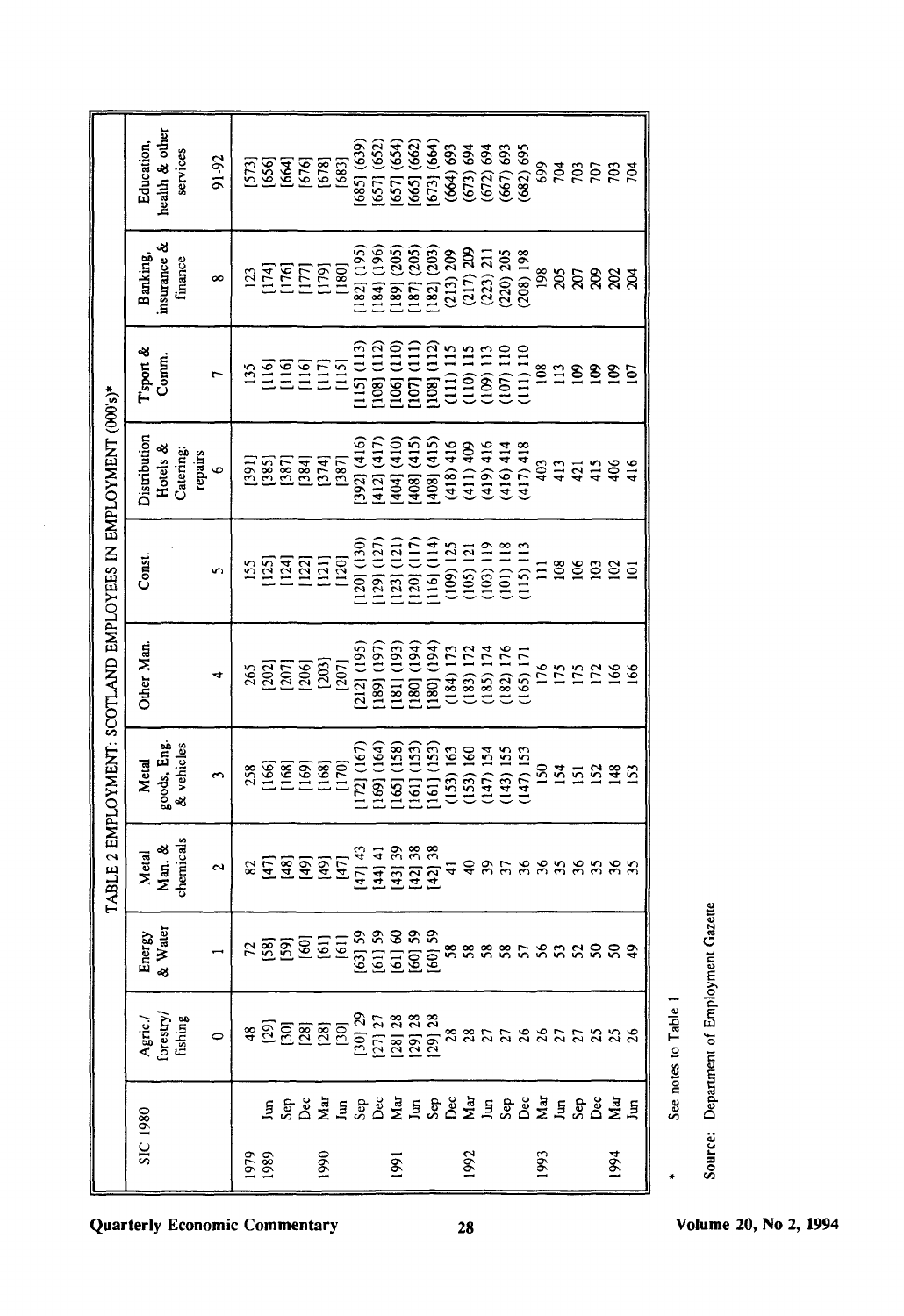## TABLE 2 EMPLOYMENT: SCOTLAND EMPLOYEES IN EMPLOYMENT (000's)*

| SIC 1980 | | Agric./ forestry/ fishing | Energy & Water | Metal Man. & chemicals | Metal goods, Eng. & vehicles | Other Man. | Const. | Distribution Hotels & Catering; repairs | T'sport & Comm. | Banking, insurance & finance | Education, health & other services |
|---|---|---|---|---|---|---|---|---|---|---|---|
| | | 0 | 1 | 2 | 3 | 4 | 5 | 6 | 7 | 8 | 91-92 |
| 1979 | | 48 | 72 | 82 | 258 | 265 | 155 | [391] | 135 | 123 | [573] |
| 1989 | Jun | [29] | [58] | [47] | [166] | [202] | [125] | [385] | [116] | [174] | [656] |
| | Sep | [30] | [59] | [48] | [168] | [207] | [124] | [387] | [116] | [176] | [664] |
| | Dec | [28] | [60] | [49] | [169] | [206] | [122] | [384] | [116] | [177] | [676] |
| 1990 | Mar | [28] | [61] | [49] | [168] | [203] | [121] | [374] | [117] | [179] | [678] |
| | Jun | [30] | [61] | [47] | [170] | [207] | [120] | [387] | [115] | [180] | [683] |
| | Sep | [30] 29 | [63] 59 | [47] 43 | [172] (167) | [212] (195) | [120] (130) | [392] (416) | [115] (113) | [182] (195) | [685] (639) |
| | Dec | [27] 27 | [61] 59 | [44] 41 | [169] (164) | [189] (197) | [129] (127) | [412] (417) | [108] (112) | [184] (196) | [657] (652) |
| 1991 | Mar | [28] 28 | [61] 60 | [43] 39 | [165] (158) | [181] (193) | [123] (121) | [404] (410) | [106] (110) | [189] (205) | [657] (654) |
| | Jun | [29] 28 | [60] 59 | [42] 38 | [161] (153) | [180] (194) | [120] (117) | [408] (415) | [107] (111) | [187] (205) | [665] (662) |
| | Sep | [29] 28 | [60] 59 | [42] 38 | [161] (153) | [180] (194) | [116] (114) | [408] (415) | [108] (112) | [182] (203) | [673] (664) |
| | Dec | 28 | 58 | 41 | (153) 163 | (184) 173 | (109) 125 | (418) 416 | (111) 115 | (213) 209 | (664) 693 |
| 1992 | Mar | 28 | 58 | 40 | (153) 160 | (183) 172 | (105) 121 | (411) 409 | (110) 115 | (217) 209 | (673) 694 |
| | Jun | 27 | 58 | 39 | (147) 154 | (185) 174 | (103) 119 | (419) 416 | (109) 113 | (223) 211 | (672) 694 |
| | Sep | 27 | 58 | 37 | (143) 155 | (182) 176 | (101) 118 | (416) 414 | (107) 110 | (220) 205 | (667) 693 |
| | Dec | 26 | 57 | 36 | (147) 153 | (165) 171 | (115) 113 | (417) 418 | (111) 110 | (208) 198 | (682) 695 |
| 1993 | Mar | 26 | 56 | 36 | 150 | 176 | 111 | 403 | 108 | 198 | 699 |
| | Jun | 27 | 53 | 35 | 154 | 175 | 108 | 413 | 113 | 205 | 704 |
| | Sep | 27 | 52 | 36 | 151 | 175 | 106 | 421 | 109 | 207 | 703 |
| | Dec | 25 | 50 | 35 | 152 | 172 | 103 | 415 | 109 | 209 | 707 |
| 1994 | Mar | 25 | 50 | 36 | 148 | 166 | 102 | 406 | 109 | 202 | 703 |
| | Jun | 26 | 49 | 35 | 153 | 166 | 101 | 416 | 107 | 204 | 704 |

\* See notes to Table 1

**Source:** Department of Employment Gazette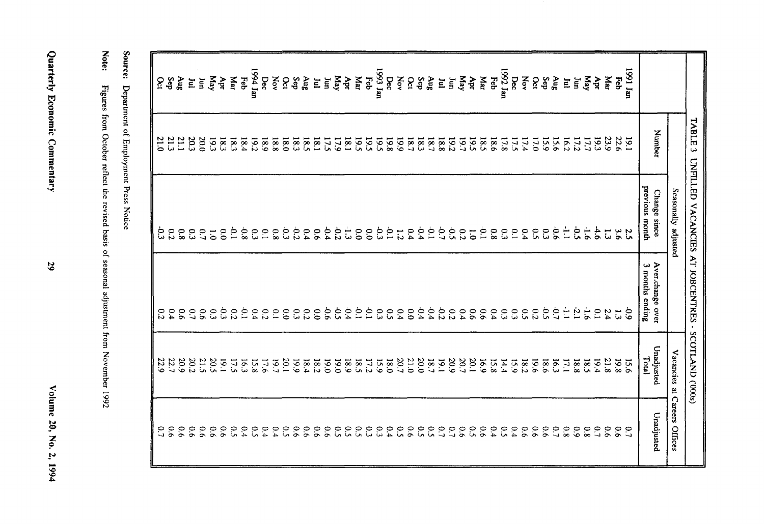## TABLE 3 UNFILLED VACANCIES AT JOBCENTRES - SCOTLAND (000s)

| | Seasonally adjusted | | | | Vacancies at Careers Offices |
|---|---|---|---|---|---|
| | Number | Change since previous month | Aver.change over 3 months ending | Unadjusted Total | Unadjusted |
| 1991 Jan | 19.1 | 2.5 | -0.9 | 15.6 | 0.7 |
| Feb | 22.6 | 3.6 | 1.3 | 19.8 | 0.6 |
| Mar | 23.9 | 1.3 | 2.4 | 21.8 | 0.6 |
| Apr | 19.3 | -4.6 | 0.1 | 19.4 | 0.7 |
| May | 17.7 | -1.6 | -1.6 | 18.5 | 0.8 |
| Jun | 17.2 | -0.5 | -2.1 | 18.8 | 0.9 |
| Jul | 16.2 | -1.1 | -1.1 | 17.1 | 0.8 |
| Aug | 15.6 | -0.6 | -0.7 | 16.3 | 0.7 |
| Sep | 15.9 | 0.3 | -0.5 | 18.6 | 0.6 |
| Oct | 17.0 | 0.5 | 0.2 | 19.6 | 0.6 |
| Nov | 17.4 | 0.4 | 0.5 | 18.2 | 0.6 |
| Dec | 17.5 | 0.1 | 0.3 | 15.9 | 0.4 |
| 1992 Jan | 17.8 | 0.3 | 0.3 | 14.4 | 0.5 |
| Feb | 18.6 | 0.8 | 0.4 | 15.8 | 0.4 |
| Mar | 18.5 | -0.1 | 0.6 | 16.9 | 0.6 |
| Apr | 19.5 | 1.0 | 0.6 | 20.1 | 0.5 |
| May | 19.7 | 0.2 | 0.4 | 20.7 | 0.6 |
| Jun | 19.2 | -0.5 | 0.2 | 20.9 | 0.7 |
| Jul | 18.8 | -0.7 | -0.2 | 19.1 | 0.7 |
| Aug | 18.7 | -0.1 | -0.4 | 18.7 | 0.5 |
| Sep | 18.3 | -0.4 | -0.4 | 20.0 | 0.5 |
| Oct | 18.7 | 0.4 | 0.0 | 21.0 | 0.6 |
| Nov | 19.9 | 1.2 | 0.4 | 20.7 | 0.5 |
| Dec | 19.8 | -0.1 | 0.5 | 18.0 | 0.4 |
| 1993 Jan | 19.5 | -0.3 | 0.3 | 15.9 | 0.3 |
| Feb | 19.5 | 0.0 | -0.1 | 17.2 | 0.3 |
| Mar | 19.5 | 0.0 | -0.1 | 18.5 | 0.5 |
| Apr | 18.1 | -1.3 | -0.4 | 18.9 | 0.5 |
| May | 17.9 | -0.2 | -0.5 | 19.0 | 0.5 |
| Jun | 17.5 | -0.4 | -0.6 | 19.0 | 0.6 |
| Jul | 18.1 | 0.6 | 0.0 | 18.2 | 0.6 |
| Aug | 18.5 | 0.4 | 0.2 | 18.4 | 0.6 |
| Sep | 18.3 | -0.2 | 0.3 | 19.9 | 0.6 |
| Oct | 18.0 | -0.3 | 0.0 | 20.1 | 0.5 |
| Nov | 18.8 | 0.8 | 0.1 | 19.7 | 0.4 |
| Dec | 18.9 | 0.1 | 0.2 | 17.6 | 0.4 |
| 1994 Jan | 19.2 | 0.3 | 0.4 | 15.8 | 0.5 |
| Feb | 18.4 | -0.8 | -0.1 | 16.3 | 0.4 |
| Mar | 18.3 | -0.1 | -0.2 | 17.5 | 0.5 |
| Apr | 18.3 | 0.0 | -0.3 | 19.1 | 0.6 |
| May | 19.3 | 1.0 | 0.3 | 20.5 | 0.6 |
| Jun | 20.0 | 0.7 | 0.6 | 21.5 | 0.6 |
| Jul | 20.3 | 0.3 | 0.7 | 20.2 | 0.6 |
| Aug | 21.1 | 0.8 | 0.6 | 20.9 | 0.6 |
| Sep | 21.3 | 0.2 | 0.4 | 22.7 | 0.6 |
| Oct | 21.0 | -0.3 | 0.2 | 22.9 | 0.7 |

**Source:** Department of Employment Press Notice

**Note:** Figures from October reflect the revised basis of seasonal adjustment from November 1992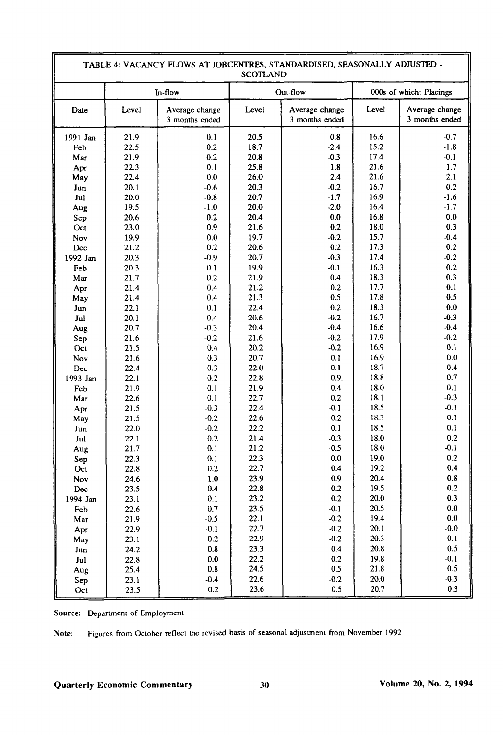**TABLE 4: VACANCY FLOWS AT JOBCENTRES, STANDARDISED, SEASONALLY ADJUSTED - SCOTLAND**

| | In-flow | | Out-flow | | 000s of which: Placings | |
|---|---|---|---|---|---|---|
| Date | Level | Average change 3 months ended | Level | Average change 3 months ended | Level | Average change 3 months ended |
| 1991 Jan | 21.9 | -0.1 | 20.5 | -0.8 | 16.6 | -0.7 |
| Feb | 22.5 | 0.2 | 18.7 | -2.4 | 15.2 | -1.8 |
| Mar | 21.9 | 0.2 | 20.8 | -0.3 | 17.4 | -0.1 |
| Apr | 22.3 | 0.1 | 25.8 | 1.8 | 21.6 | 1.7 |
| May | 22.4 | 0.0 | 26.0 | 2.4 | 21.6 | 2.1 |
| Jun | 20.1 | -0.6 | 20.3 | -0.2 | 16.7 | -0.2 |
| Jul | 20.0 | -0.8 | 20.7 | -1.7 | 16.9 | -1.6 |
| Aug | 19.5 | -1.0 | 20.0 | -2.0 | 16.4 | -1.7 |
| Sep | 20.6 | 0.2 | 20.4 | 0.0 | 16.8 | 0.0 |
| Oct | 23.0 | 0.9 | 21.6 | 0.2 | 18.0 | 0.3 |
| Nov | 19.9 | 0.0 | 19.7 | -0.2 | 15.7 | -0.4 |
| Dec | 21.2 | 0.2 | 20.6 | 0.2 | 17.3 | 0.2 |
| 1992 Jan | 20.3 | -0.9 | 20.7 | -0.3 | 17.4 | -0.2 |
| Feb | 20.3 | 0.1 | 19.9 | -0.1 | 16.3 | 0.2 |
| Mar | 21.7 | 0.2 | 21.9 | 0.4 | 18.3 | 0.3 |
| Apr | 21.4 | 0.4 | 21.2 | 0.2 | 17.7 | 0.1 |
| May | 21.4 | 0.4 | 21.3 | 0.5 | 17.8 | 0.5 |
| Jun | 22.1 | 0.1 | 22.4 | 0.2 | 18.3 | 0.0 |
| Jul | 20.1 | -0.4 | 20.6 | -0.2 | 16.7 | -0.3 |
| Aug | 20.7 | -0.3 | 20.4 | -0.4 | 16.6 | -0.4 |
| Sep | 21.6 | -0.2 | 21.6 | -0.2 | 17.9 | -0.2 |
| Oct | 21.5 | 0.4 | 20.2 | -0.2 | 16.9 | 0.1 |
| Nov | 21.6 | 0.3 | 20.7 | 0.1 | 16.9 | 0.0 |
| Dec | 22.4 | 0.3 | 22.0 | 0.1 | 18.7 | 0.4 |
| 1993 Jan | 22.1 | 0.2 | 22.8 | 0.9. | 18.8 | 0.7 |
| Feb | 21.9 | 0.1 | 21.9 | 0.4 | 18.0 | 0.1 |
| Mar | 22.6 | 0.1 | 22.7 | 0.2 | 18.1 | -0.3 |
| Apr | 21.5 | -0.3 | 22.4 | -0.1 | 18.5 | -0.1 |
| May | 21.5 | -0.2 | 22.6 | 0.2 | 18.3 | 0.1 |
| Jun | 22.0 | -0.2 | 22.2 | -0.1 | 18.5 | 0.1 |
| Jul | 22.1 | 0.2 | 21.4 | -0.3 | 18.0 | -0.2 |
| Aug | 21.7 | 0.1 | 21.2 | -0.5 | 18.0 | -0.1 |
| Sep | 22.3 | 0.1 | 22.3 | 0.0 | 19.0 | 0.2 |
| Oct | 22.8 | 0.2 | 22.7 | 0.4 | 19.2 | 0.4 |
| Nov | 24.6 | 1.0 | 23.9 | 0.9 | 20.4 | 0.8 |
| Dec | 23.5 | 0.4 | 22.8 | 0.2 | 19.5 | 0.2 |
| 1994 Jan | 23.1 | 0.1 | 23.2 | 0.2 | 20.0 | 0.3 |
| Feb | 22.6 | -0.7 | 23.5 | -0.1 | 20.5 | 0.0 |
| Mar | 21.9 | -0.5 | 22.1 | -0.2 | 19.4 | 0.0 |
| Apr | 22.9 | -0.1 | 22.7 | -0.2 | 20.1 | -0.0 |
| May | 23.1 | 0.2 | 22.9 | -0.2 | 20.3 | -0.1 |
| Jun | 24.2 | 0.8 | 23.3 | 0.4 | 20.8 | 0.5 |
| Jul | 22.8 | 0.0 | 22.2 | -0.2 | 19.8 | -0.1 |
| Aug | 25.4 | 0.8 | 24.5 | 0.5 | 21.8 | 0.5 |
| Sep | 23.1 | -0.4 | 22.6 | -0.2 | 20.0 | -0.3 |
| Oct | 23.5 | 0.2 | 23.6 | 0.5 | 20.7 | 0.3 |

Source: Department of Employment

Note: Figures from October reflect the revised basis of seasonal adjustment from November 1992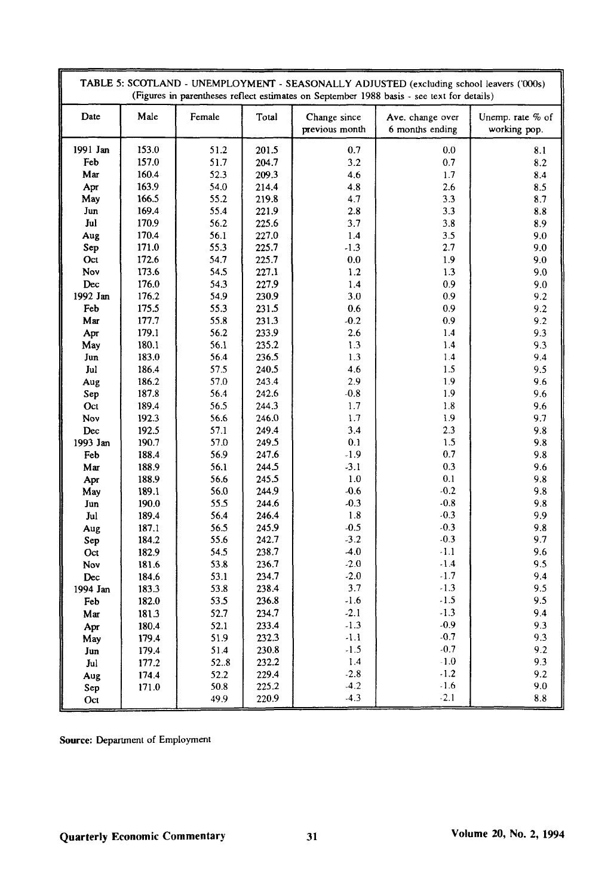| TABLE 5: SCOTLAND - UNEMPLOYMENT - SEASONALLY ADJUSTED (excluding school leavers ('000s) (Figures in parentheses reflect estimates on September 1988 basis - see text for details) | | | | | | |
|---|---|---|---|---|---|---|
| Date | Male | Female | Total | Change since previous month | Ave. change over 6 months ending | Unemp. rate % of working pop. |
| 1991 Jan | 153.0 | 51.2 | 201.5 | 0.7 | 0.0 | 8.1 |
| Feb | 157.0 | 51.7 | 204.7 | 3.2 | 0.7 | 8.2 |
| Mar | 160.4 | 52.3 | 209.3 | 4.6 | 1.7 | 8.4 |
| Apr | 163.9 | 54.0 | 214.4 | 4.8 | 2.6 | 8.5 |
| May | 166.5 | 55.2 | 219.8 | 4.7 | 3.3 | 8.7 |
| Jun | 169.4 | 55.4 | 221.9 | 2.8 | 3.3 | 8.8 |
| Jul | 170.9 | 56.2 | 225.6 | 3.7 | 3.8 | 8.9 |
| Aug | 170.4 | 56.1 | 227.0 | 1.4 | 3.5 | 9.0 |
| Sep | 171.0 | 55.3 | 225.7 | -1.3 | 2.7 | 9.0 |
| Oct | 172.6 | 54.7 | 225.7 | 0.0 | 1.9 | 9.0 |
| Nov | 173.6 | 54.5 | 227.1 | 1.2 | 1.3 | 9.0 |
| Dec | 176.0 | 54.3 | 227.9 | 1.4 | 0.9 | 9.0 |
| 1992 Jan | 176.2 | 54.9 | 230.9 | 3.0 | 0.9 | 9.2 |
| Feb | 175.5 | 55.3 | 231.5 | 0.6 | 0.9 | 9.2 |
| Mar | 177.7 | 55.8 | 231.3 | -0.2 | 0.9 | 9.2 |
| Apr | 179.1 | 56.2 | 233.9 | 2.6 | 1.4 | 9.3 |
| May | 180.1 | 56.1 | 235.2 | 1.3 | 1.4 | 9.3 |
| Jun | 183.0 | 56.4 | 236.5 | 1.3 | 1.4 | 9.4 |
| Jul | 186.4 | 57.5 | 240.5 | 4.6 | 1.5 | 9.5 |
| Aug | 186.2 | 57.0 | 243.4 | 2.9 | 1.9 | 9.6 |
| Sep | 187.8 | 56.4 | 242.6 | -0.8 | 1.9 | 9.6 |
| Oct | 189.4 | 56.5 | 244.3 | 1.7 | 1.8 | 9.6 |
| Nov | 192.3 | 56.6 | 246.0 | 1.7 | 1.9 | 9.7 |
| Dec | 192.5 | 57.1 | 249.4 | 3.4 | 2.3 | 9.8 |
| 1993 Jan | 190.7 | 57.0 | 249.5 | 0.1 | 1.5 | 9.8 |
| Feb | 188.4 | 56.9 | 247.6 | -1.9 | 0.7 | 9.8 |
| Mar | 188.9 | 56.1 | 244.5 | -3.1 | 0.3 | 9.6 |
| Apr | 188.9 | 56.6 | 245.5 | 1.0 | 0.1 | 9.8 |
| May | 189.1 | 56.0 | 244.9 | -0.6 | -0.2 | 9.8 |
| Jun | 190.0 | 55.5 | 244.6 | -0.3 | -0.8 | 9.8 |
| Jul | 189.4 | 56.4 | 246.4 | 1.8 | -0.3 | 9.9 |
| Aug | 187.1 | 56.5 | 245.9 | -0.5 | -0.3 | 9.8 |
| Sep | 184.2 | 55.6 | 242.7 | -3.2 | -0.3 | 9.7 |
| Oct | 182.9 | 54.5 | 238.7 | -4.0 | -1.1 | 9.6 |
| Nov | 181.6 | 53.8 | 236.7 | -2.0 | -1.4 | 9.5 |
| Dec | 184.6 | 53.1 | 234.7 | -2.0 | -1.7 | 9.4 |
| 1994 Jan | 183.3 | 53.8 | 238.4 | 3.7 | -1.3 | 9.5 |
| Feb | 182.0 | 53.5 | 236.8 | -1.6 | -1.5 | 9.5 |
| Mar | 181.3 | 52.7 | 234.7 | -2.1 | -1.3 | 9.4 |
| Apr | 180.4 | 52.1 | 233.4 | -1.3 | -0.9 | 9.3 |
| May | 179.4 | 51.9 | 232.3 | -1.1 | -0.7 | 9.3 |
| Jun | 179.4 | 51.4 | 230.8 | -1.5 | -0.7 | 9.2 |
| Jul | 177.2 | 52..8 | 232.2 | 1.4 | -1.0 | 9.3 |
| Aug | 174.4 | 52.2 | 229.4 | -2.8 | -1.2 | 9.2 |
| Sep | 171.0 | 50.8 | 225.2 | -4.2 | -1.6 | 9.0 |
| Oct | | 49.9 | 220.9 | -4.3 | -2.1 | 8.8 |

**Source:** Department of Employment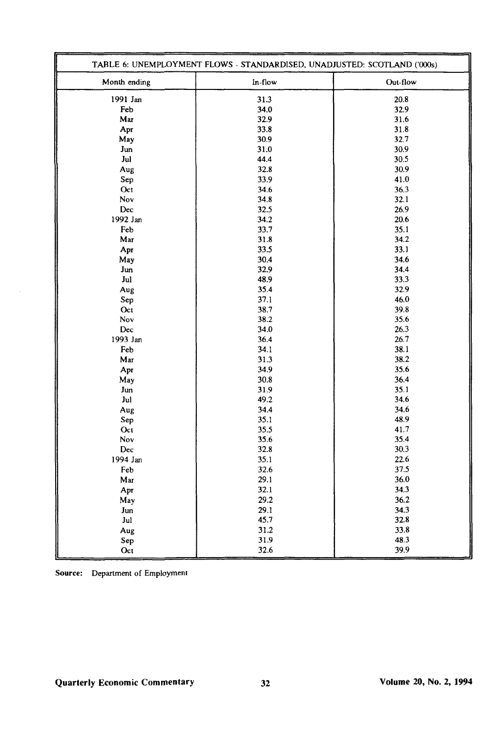| TABLE 6: UNEMPLOYMENT FLOWS - STANDARDISED, UNADJUSTED: SCOTLAND ('000s) | | |
|---|---|---|
| Month ending | In-flow | Out-flow |
| 1991 Jan | 31.3 | 20.8 |
| Feb | 34.0 | 32.9 |
| Mar | 32.9 | 31.6 |
| Apr | 33.8 | 31.8 |
| May | 30.9 | 32.7 |
| Jun | 31.0 | 30.9 |
| Jul | 44.4 | 30.5 |
| Aug | 32.8 | 30.9 |
| Sep | 33.9 | 41.0 |
| Oct | 34.6 | 36.3 |
| Nov | 34.8 | 32.1 |
| Dec | 32.5 | 26.9 |
| 1992 Jan | 34.2 | 20.6 |
| Feb | 33.7 | 35.1 |
| Mar | 31.8 | 34.2 |
| Apr | 33.5 | 33.1 |
| May | 30.4 | 34.6 |
| Jun | 32.9 | 34.4 |
| Jul | 48.9 | 33.3 |
| Aug | 35.4 | 32.9 |
| Sep | 37.1 | 46.0 |
| Oct | 38.7 | 39.8 |
| Nov | 38.2 | 35.6 |
| Dec | 34.0 | 26.3 |
| 1993 Jan | 36.4 | 26.7 |
| Feb | 34.1 | 38.1 |
| Mar | 31.3 | 38.2 |
| Apr | 34.9 | 35.6 |
| May | 30.8 | 36.4 |
| Jun | 31.9 | 35.1 |
| Jul | 49.2 | 34.6 |
| Aug | 34.4 | 34.6 |
| Sep | 35.1 | 48.9 |
| Oct | 35.5 | 41.7 |
| Nov | 35.6 | 35.4 |
| Dec | 32.8 | 30.3 |
| 1994 Jan | 35.1 | 22.6 |
| Feb | 32.6 | 37.5 |
| Mar | 29.1 | 36.0 |
| Apr | 32.1 | 34.3 |
| May | 29.2 | 36.2 |
| Jun | 29.1 | 34.3 |
| Jul | 45.7 | 32.8 |
| Aug | 31.2 | 33.8 |
| Sep | 31.9 | 48.3 |
| Oct | 32.6 | 39.9 |

**Source:** Department of Employment